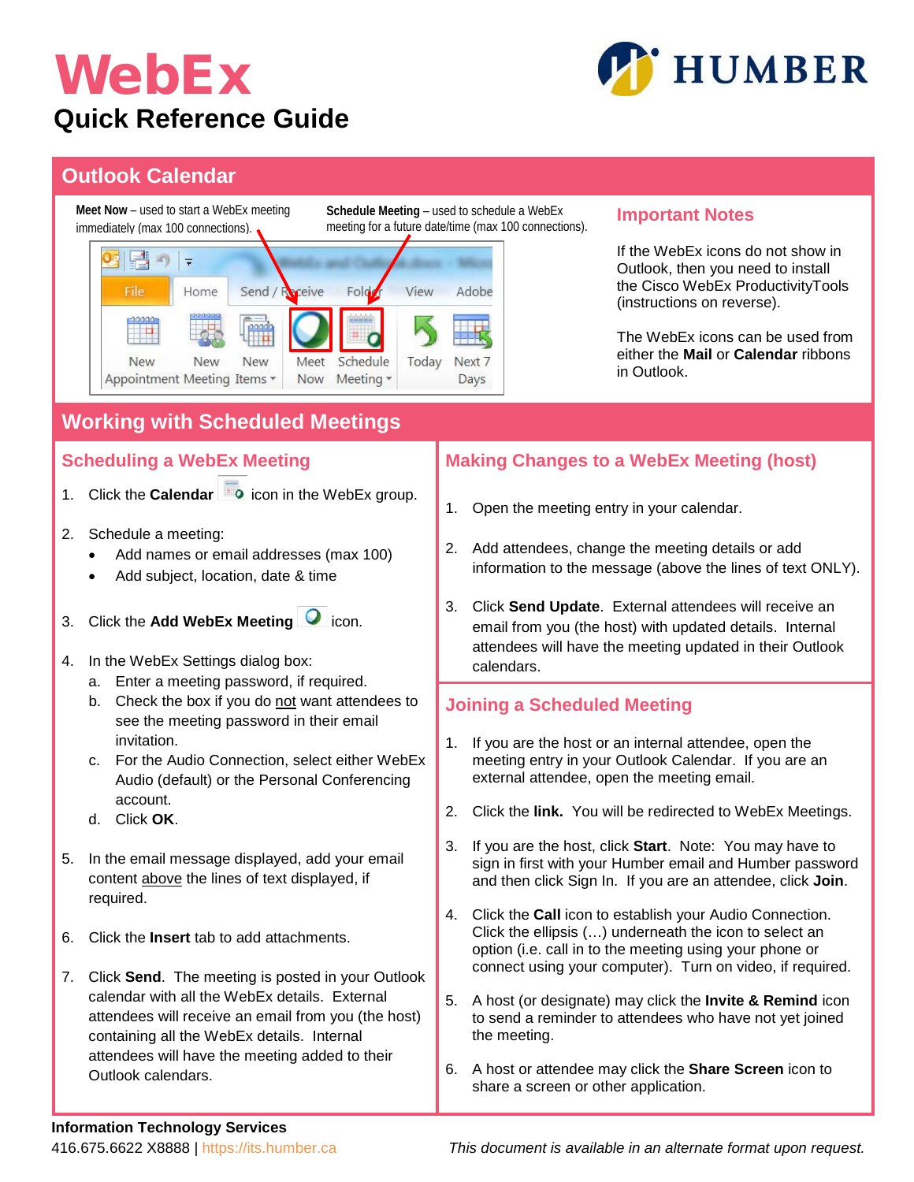# WebEx

## Quick Reference Guide

HUMBER

## Outlook Calendar

**Meet Now** – used to start a WebEx meeting immediately (max 100 connections).

**Schedule Meeting** – used to schedule a WebEx meeting for a future date/time (max 100 connections).

### Important Notes

If the WebEx icons do not show in Outlook, then you need to install the Cisco WebEx ProductivityTools (instructions on reverse).

The WebEx icons can be used from either the **Mail** or **Calendar** ribbons in Outlook.

## Working with Scheduled Meetings

### Scheduling a WebEx Meeting

1. Click the **Calendar** icon in the WebEx group.
2. Schedule a meeting:
   - Add names or email addresses (max 100)
   - Add subject, location, date & time
3. Click the **Add WebEx Meeting** icon.
4. In the WebEx Settings dialog box:
   a. Enter a meeting password, if required.
   b. Check the box if you do not want attendees to see the meeting password in their email invitation.
   c. For the Audio Connection, select either WebEx Audio (default) or the Personal Conferencing account.
   d. Click **OK**.
5. In the email message displayed, add your email content above the lines of text displayed, if required.
6. Click the **Insert** tab to add attachments.
7. Click **Send**. The meeting is posted in your Outlook calendar with all the WebEx details. External attendees will receive an email from you (the host) containing all the WebEx details. Internal attendees will have the meeting added to their Outlook calendars.

### Making Changes to a WebEx Meeting (host)

1. Open the meeting entry in your calendar.
2. Add attendees, change the meeting details or add information to the message (above the lines of text ONLY).
3. Click **Send Update**. External attendees will receive an email from you (the host) with updated details. Internal attendees will have the meeting updated in their Outlook calendars.

### Joining a Scheduled Meeting

1. If you are the host or an internal attendee, open the meeting entry in your Outlook Calendar. If you are an external attendee, open the meeting email.
2. Click the **link.** You will be redirected to WebEx Meetings.
3. If you are the host, click **Start**. Note: You may have to sign in first with your Humber email and Humber password and then click Sign In. If you are an attendee, click **Join**.
4. Click the **Call** icon to establish your Audio Connection. Click the ellipsis (…) underneath the icon to select an option (i.e. call in to the meeting using your phone or connect using your computer). Turn on video, if required.
5. A host (or designate) may click the **Invite & Remind** icon to send a reminder to attendees who have not yet joined the meeting.
6. A host or attendee may click the **Share Screen** icon to share a screen or other application.

**Information Technology Services**
416.675.6622 X8888 | https://its.humber.ca

*This document is available in an alternate format upon request.*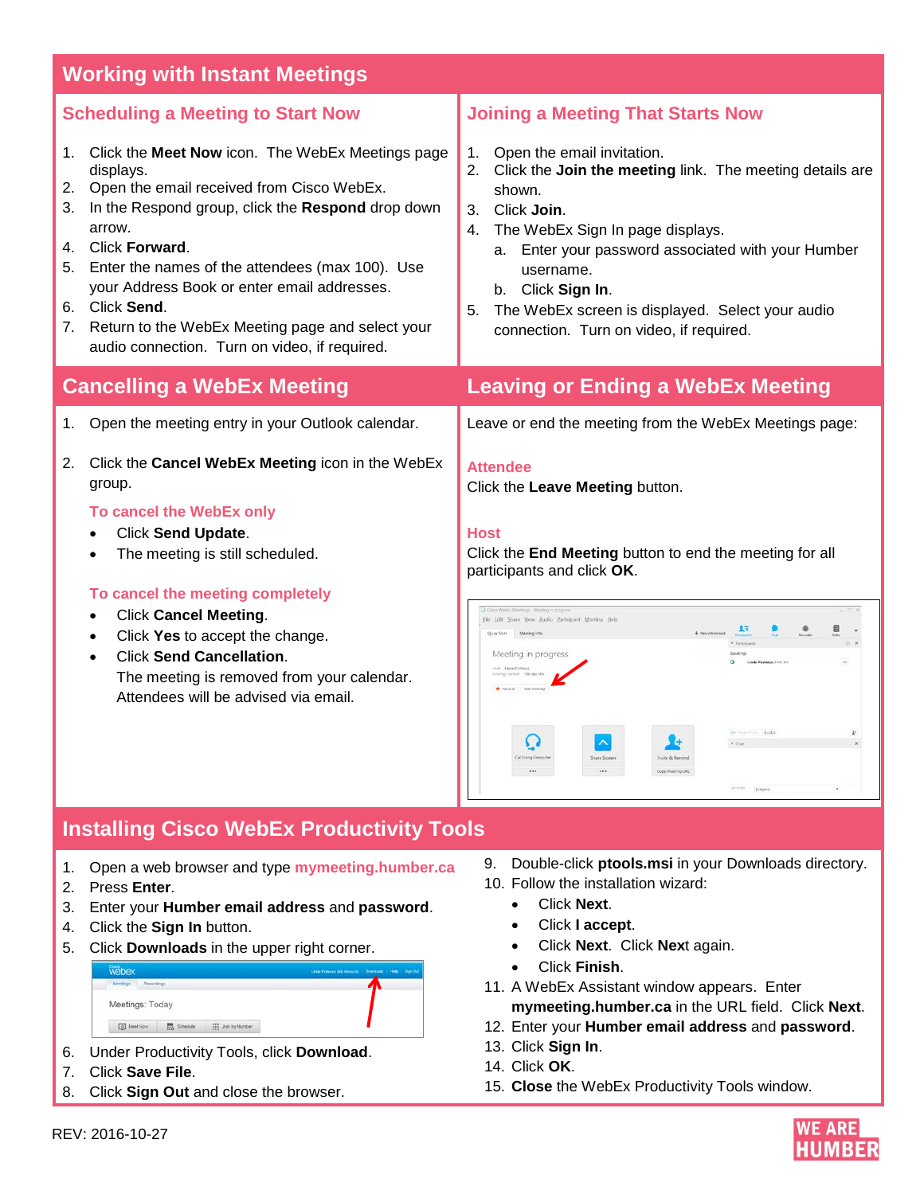# Working with Instant Meetings

## Scheduling a Meeting to Start Now

1. Click the **Meet Now** icon. The WebEx Meetings page displays.
2. Open the email received from Cisco WebEx.
3. In the Respond group, click the **Respond** drop down arrow.
4. Click **Forward**.
5. Enter the names of the attendees (max 100). Use your Address Book or enter email addresses.
6. Click **Send**.
7. Return to the WebEx Meeting page and select your audio connection. Turn on video, if required.

## Joining a Meeting That Starts Now

1. Open the email invitation.
2. Click the **Join the meeting** link. The meeting details are shown.
3. Click **Join**.
4. The WebEx Sign In page displays.
   a. Enter your password associated with your Humber username.
   b. Click **Sign In**.
5. The WebEx screen is displayed. Select your audio connection. Turn on video, if required.

# Cancelling a WebEx Meeting

1. Open the meeting entry in your Outlook calendar.
2. Click the **Cancel WebEx Meeting** icon in the WebEx group.

### To cancel the WebEx only

- Click **Send Update**.
- The meeting is still scheduled.

### To cancel the meeting completely

- Click **Cancel Meeting**.
- Click **Yes** to accept the change.
- Click **Send Cancellation**.
  The meeting is removed from your calendar. Attendees will be advised via email.

# Leaving or Ending a WebEx Meeting

Leave or end the meeting from the WebEx Meetings page:

### Attendee

Click the **Leave Meeting** button.

### Host

Click the **End Meeting** button to end the meeting for all participants and click **OK**.

# Installing Cisco WebEx Productivity Tools

1. Open a web browser and type **mymeeting.humber.ca**
2. Press **Enter**.
3. Enter your **Humber email address** and **password**.
4. Click the **Sign In** button.
5. Click **Downloads** in the upper right corner.
6. Under Productivity Tools, click **Download**.
7. Click **Save File**.
8. Click **Sign Out** and close the browser.
9. Double-click **ptools.msi** in your Downloads directory.
10. Follow the installation wizard:
    - Click **Next**.
    - Click **I accept**.
    - Click **Next**. Click **Next** again.
    - Click **Finish**.
11. A WebEx Assistant window appears. Enter **mymeeting.humber.ca** in the URL field. Click **Next**.
12. Enter your **Humber email address** and **password**.
13. Click **Sign In**.
14. Click **OK**.
15. **Close** the WebEx Productivity Tools window.

REV: 2016-10-27

WE ARE HUMBER